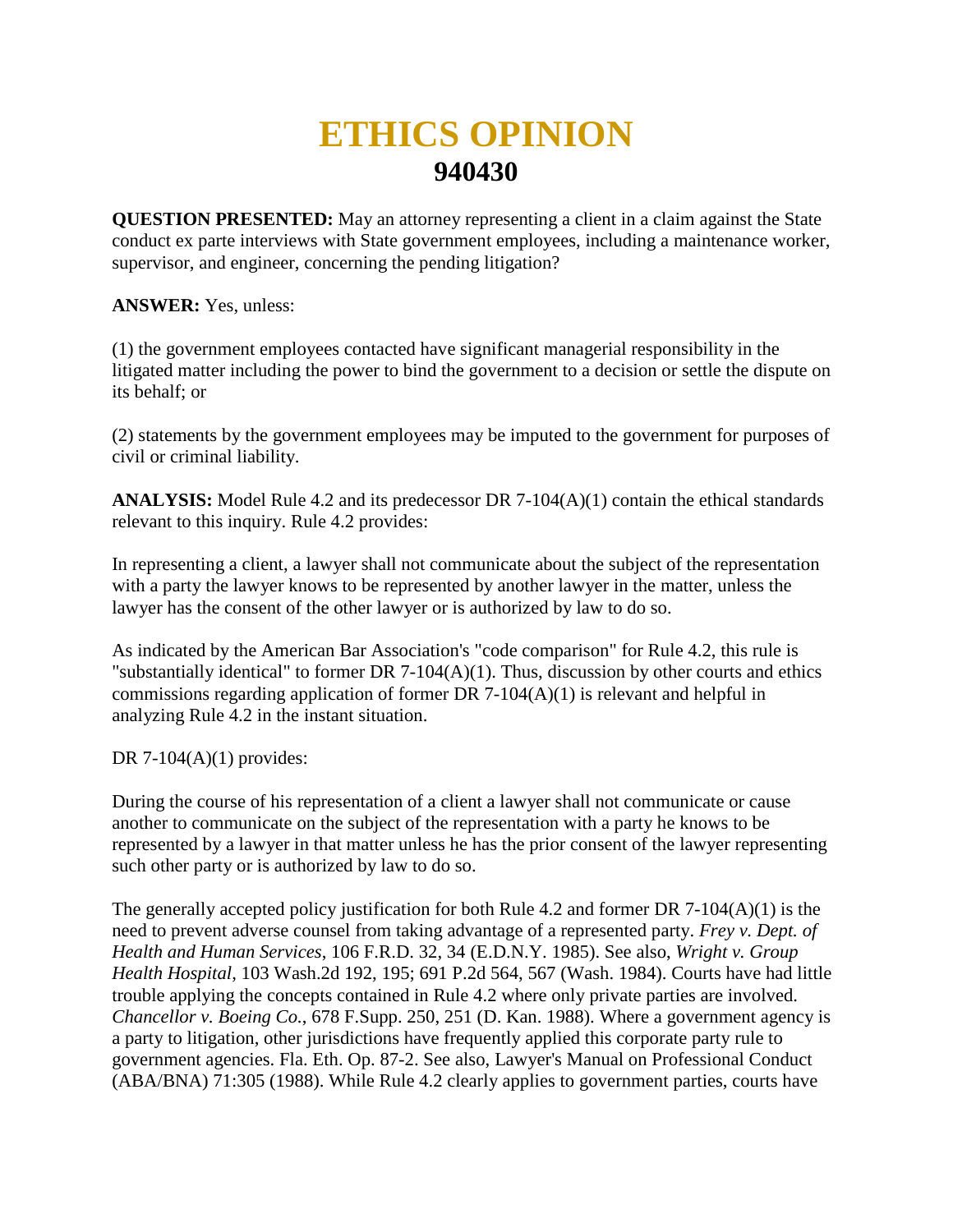# ETHICS OPINION
## 940430

**QUESTION PRESENTED:** May an attorney representing a client in a claim against the State conduct ex parte interviews with State government employees, including a maintenance worker, supervisor, and engineer, concerning the pending litigation?

**ANSWER:** Yes, unless:

(1) the government employees contacted have significant managerial responsibility in the litigated matter including the power to bind the government to a decision or settle the dispute on its behalf; or

(2) statements by the government employees may be imputed to the government for purposes of civil or criminal liability.

**ANALYSIS:** Model Rule 4.2 and its predecessor DR 7-104(A)(1) contain the ethical standards relevant to this inquiry. Rule 4.2 provides:

In representing a client, a lawyer shall not communicate about the subject of the representation with a party the lawyer knows to be represented by another lawyer in the matter, unless the lawyer has the consent of the other lawyer or is authorized by law to do so.

As indicated by the American Bar Association's "code comparison" for Rule 4.2, this rule is "substantially identical" to former DR 7-104(A)(1). Thus, discussion by other courts and ethics commissions regarding application of former DR 7-104(A)(1) is relevant and helpful in analyzing Rule 4.2 in the instant situation.

DR 7-104(A)(1) provides:

During the course of his representation of a client a lawyer shall not communicate or cause another to communicate on the subject of the representation with a party he knows to be represented by a lawyer in that matter unless he has the prior consent of the lawyer representing such other party or is authorized by law to do so.

The generally accepted policy justification for both Rule 4.2 and former DR 7-104(A)(1) is the need to prevent adverse counsel from taking advantage of a represented party. *Frey v. Dept. of Health and Human Services*, 106 F.R.D. 32, 34 (E.D.N.Y. 1985). See also, *Wright v. Group Health Hospital*, 103 Wash.2d 192, 195; 691 P.2d 564, 567 (Wash. 1984). Courts have had little trouble applying the concepts contained in Rule 4.2 where only private parties are involved. *Chancellor v. Boeing Co.*, 678 F.Supp. 250, 251 (D. Kan. 1988). Where a government agency is a party to litigation, other jurisdictions have frequently applied this corporate party rule to government agencies. Fla. Eth. Op. 87-2. See also, Lawyer's Manual on Professional Conduct (ABA/BNA) 71:305 (1988). While Rule 4.2 clearly applies to government parties, courts have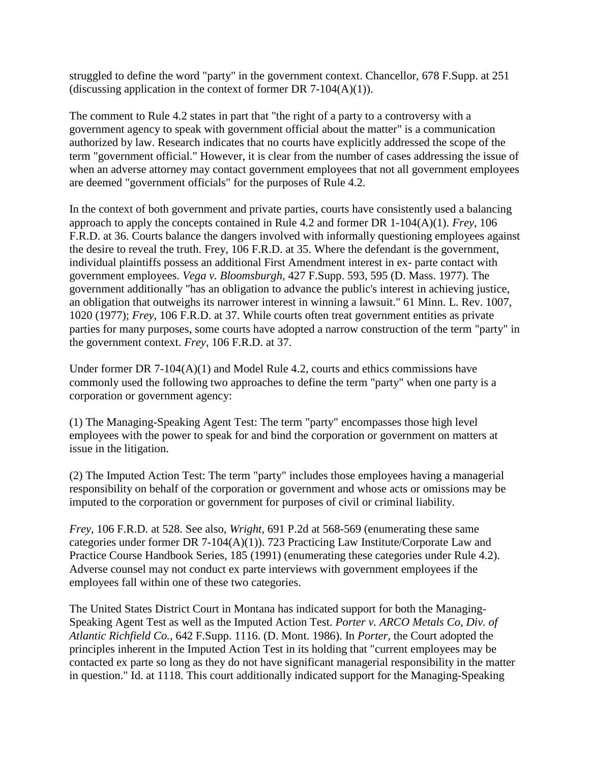struggled to define the word "party" in the government context. Chancellor, 678 F.Supp. at 251 (discussing application in the context of former DR 7-104(A)(1)).

The comment to Rule 4.2 states in part that "the right of a party to a controversy with a government agency to speak with government official about the matter" is a communication authorized by law. Research indicates that no courts have explicitly addressed the scope of the term "government official." However, it is clear from the number of cases addressing the issue of when an adverse attorney may contact government employees that not all government employees are deemed "government officials" for the purposes of Rule 4.2.

In the context of both government and private parties, courts have consistently used a balancing approach to apply the concepts contained in Rule 4.2 and former DR 1-104(A)(1). *Frey*, 106 F.R.D. at 36. Courts balance the dangers involved with informally questioning employees against the desire to reveal the truth. Frey, 106 F.R.D. at 35. Where the defendant is the government, individual plaintiffs possess an additional First Amendment interest in ex- parte contact with government employees. *Vega v. Bloomsburgh*, 427 F.Supp. 593, 595 (D. Mass. 1977). The government additionally "has an obligation to advance the public's interest in achieving justice, an obligation that outweighs its narrower interest in winning a lawsuit." 61 Minn. L. Rev. 1007, 1020 (1977); *Frey*, 106 F.R.D. at 37. While courts often treat government entities as private parties for many purposes, some courts have adopted a narrow construction of the term "party" in the government context. *Frey*, 106 F.R.D. at 37.

Under former DR 7-104(A)(1) and Model Rule 4.2, courts and ethics commissions have commonly used the following two approaches to define the term "party" when one party is a corporation or government agency:

(1) The Managing-Speaking Agent Test: The term "party" encompasses those high level employees with the power to speak for and bind the corporation or government on matters at issue in the litigation.

(2) The Imputed Action Test: The term "party" includes those employees having a managerial responsibility on behalf of the corporation or government and whose acts or omissions may be imputed to the corporation or government for purposes of civil or criminal liability.

*Frey*, 106 F.R.D. at 528. See also, *Wright*, 691 P.2d at 568-569 (enumerating these same categories under former DR 7-104(A)(1)). 723 Practicing Law Institute/Corporate Law and Practice Course Handbook Series, 185 (1991) (enumerating these categories under Rule 4.2). Adverse counsel may not conduct ex parte interviews with government employees if the employees fall within one of these two categories.

The United States District Court in Montana has indicated support for both the Managing-Speaking Agent Test as well as the Imputed Action Test. *Porter v. ARCO Metals Co, Div. of Atlantic Richfield Co.*, 642 F.Supp. 1116. (D. Mont. 1986). In *Porter*, the Court adopted the principles inherent in the Imputed Action Test in its holding that "current employees may be contacted ex parte so long as they do not have significant managerial responsibility in the matter in question." Id. at 1118. This court additionally indicated support for the Managing-Speaking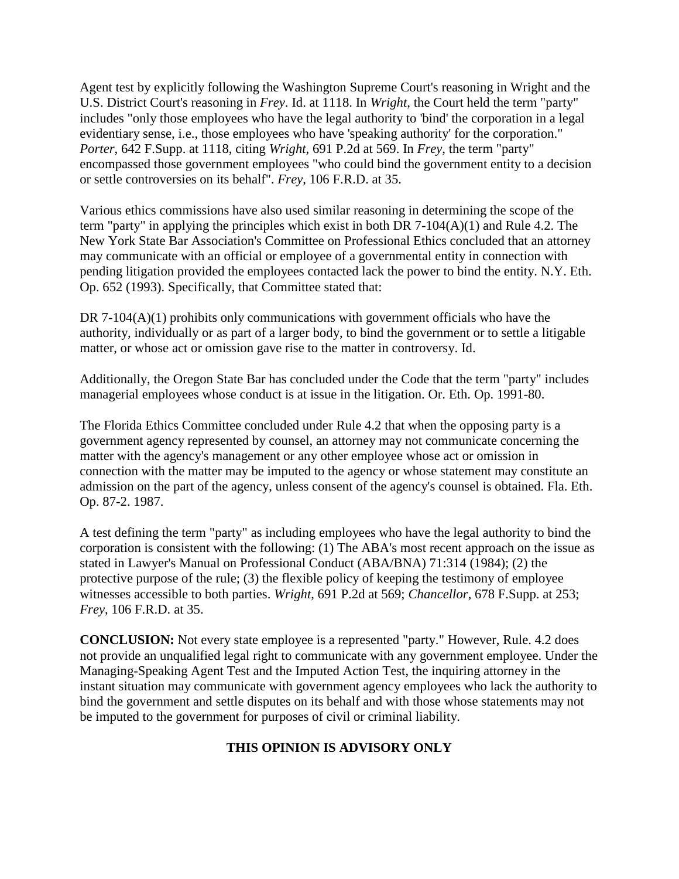Agent test by explicitly following the Washington Supreme Court's reasoning in Wright and the U.S. District Court's reasoning in *Frey*. Id. at 1118. In *Wright*, the Court held the term "party" includes "only those employees who have the legal authority to 'bind' the corporation in a legal evidentiary sense, i.e., those employees who have 'speaking authority' for the corporation." *Porter*, 642 F.Supp. at 1118, citing *Wright*, 691 P.2d at 569. In *Frey*, the term "party" encompassed those government employees "who could bind the government entity to a decision or settle controversies on its behalf". *Frey*, 106 F.R.D. at 35.

Various ethics commissions have also used similar reasoning in determining the scope of the term "party" in applying the principles which exist in both DR 7-104(A)(1) and Rule 4.2. The New York State Bar Association's Committee on Professional Ethics concluded that an attorney may communicate with an official or employee of a governmental entity in connection with pending litigation provided the employees contacted lack the power to bind the entity. N.Y. Eth. Op. 652 (1993). Specifically, that Committee stated that:

DR 7-104(A)(1) prohibits only communications with government officials who have the authority, individually or as part of a larger body, to bind the government or to settle a litigable matter, or whose act or omission gave rise to the matter in controversy. Id.

Additionally, the Oregon State Bar has concluded under the Code that the term "party" includes managerial employees whose conduct is at issue in the litigation. Or. Eth. Op. 1991-80.

The Florida Ethics Committee concluded under Rule 4.2 that when the opposing party is a government agency represented by counsel, an attorney may not communicate concerning the matter with the agency's management or any other employee whose act or omission in connection with the matter may be imputed to the agency or whose statement may constitute an admission on the part of the agency, unless consent of the agency's counsel is obtained. Fla. Eth. Op. 87-2. 1987.

A test defining the term "party" as including employees who have the legal authority to bind the corporation is consistent with the following: (1) The ABA's most recent approach on the issue as stated in Lawyer's Manual on Professional Conduct (ABA/BNA) 71:314 (1984); (2) the protective purpose of the rule; (3) the flexible policy of keeping the testimony of employee witnesses accessible to both parties. *Wright*, 691 P.2d at 569; *Chancellor*, 678 F.Supp. at 253; *Frey*, 106 F.R.D. at 35.

**CONCLUSION:** Not every state employee is a represented "party." However, Rule. 4.2 does not provide an unqualified legal right to communicate with any government employee. Under the Managing-Speaking Agent Test and the Imputed Action Test, the inquiring attorney in the instant situation may communicate with government agency employees who lack the authority to bind the government and settle disputes on its behalf and with those whose statements may not be imputed to the government for purposes of civil or criminal liability.

**THIS OPINION IS ADVISORY ONLY**